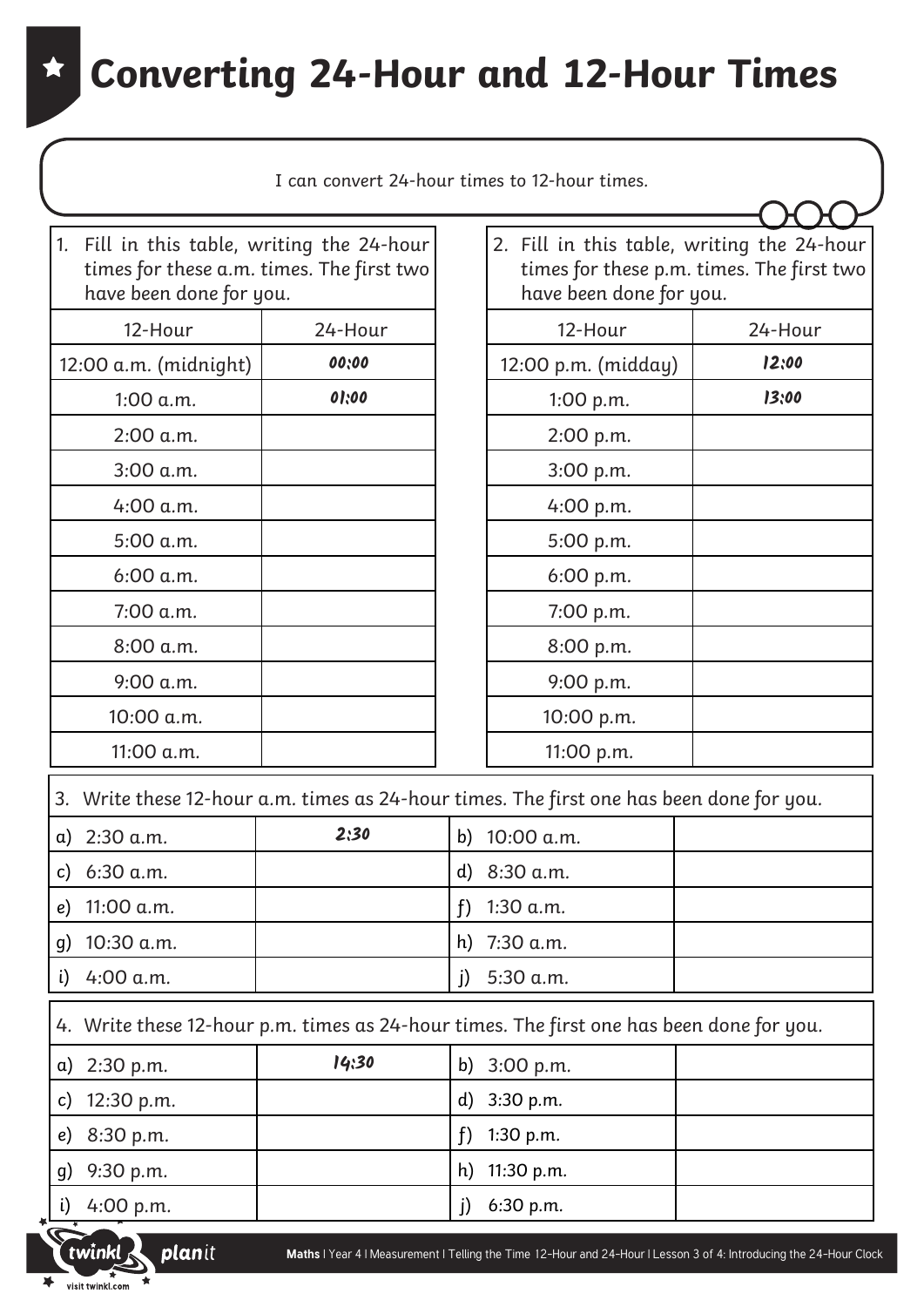# Converting 24-Hour and 12-Hour Times

I can convert 24-hour times to 12-hour times.

1. Fill in this table, writing the 24-hour times for these a.m. times. The first two have been done for you.

| 12-Hour | 24-Hour |
|---|---|
| 12:00 a.m. (midnight) | 00:00 |
| 1:00 a.m. | 01:00 |
| 2:00 a.m. | |
| 3:00 a.m. | |
| 4:00 a.m. | |
| 5:00 a.m. | |
| 6:00 a.m. | |
| 7:00 a.m. | |
| 8:00 a.m. | |
| 9:00 a.m. | |
| 10:00 a.m. | |
| 11:00 a.m. | |

2. Fill in this table, writing the 24-hour times for these p.m. times. The first two have been done for you.

| 12-Hour | 24-Hour |
|---|---|
| 12:00 p.m. (midday) | 12:00 |
| 1:00 p.m. | 13:00 |
| 2:00 p.m. | |
| 3:00 p.m. | |
| 4:00 p.m. | |
| 5:00 p.m. | |
| 6:00 p.m. | |
| 7:00 p.m. | |
| 8:00 p.m. | |
| 9:00 p.m. | |
| 10:00 p.m. | |
| 11:00 p.m. | |

3. Write these 12-hour a.m. times as 24-hour times. The first one has been done for you.

| | | | |
|---|---|---|---|
| a) 2:30 a.m. | 2:30 | b) 10:00 a.m. | |
| c) 6:30 a.m. | | d) 8:30 a.m. | |
| e) 11:00 a.m. | | f) 1:30 a.m. | |
| g) 10:30 a.m. | | h) 7:30 a.m. | |
| i) 4:00 a.m. | | j) 5:30 a.m. | |

4. Write these 12-hour p.m. times as 24-hour times. The first one has been done for you.

| | | | |
|---|---|---|---|
| a) 2:30 p.m. | 14:30 | b) 3:00 p.m. | |
| c) 12:30 p.m. | | d) 3:30 p.m. | |
| e) 8:30 p.m. | | f) 1:30 p.m. | |
| g) 9:30 p.m. | | h) 11:30 p.m. | |
| i) 4:00 p.m. | | j) 6:30 p.m. | |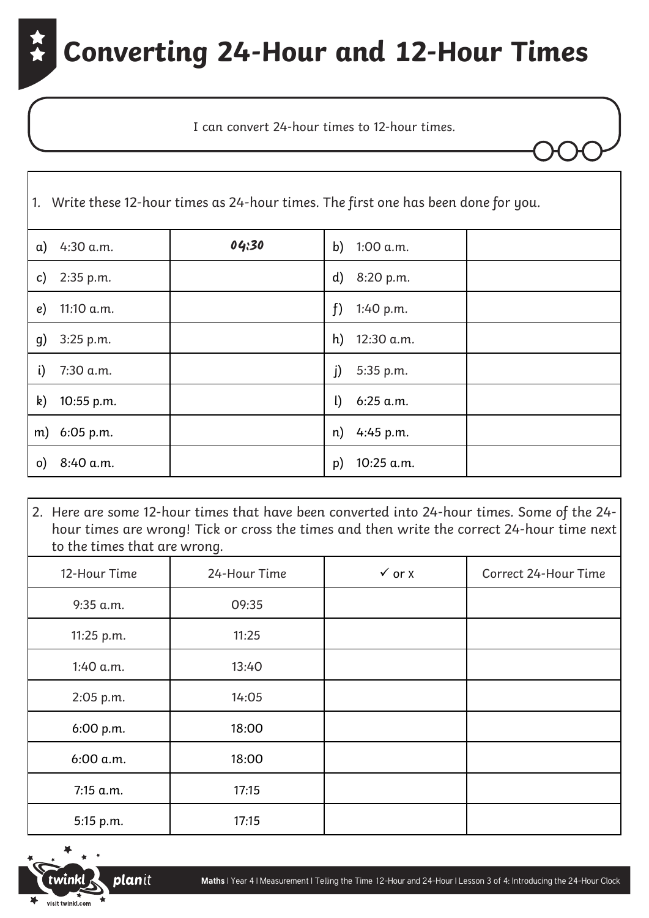# Converting 24-Hour and 12-Hour Times

I can convert 24-hour times to 12-hour times.

1. Write these 12-hour times as 24-hour times. The first one has been done for you.

| | | | |
|---|---|---|---|
| a) 4:30 a.m. | 04:30 | b) 1:00 a.m. | |
| c) 2:35 p.m. | | d) 8:20 p.m. | |
| e) 11:10 a.m. | | f) 1:40 p.m. | |
| g) 3:25 p.m. | | h) 12:30 a.m. | |
| i) 7:30 a.m. | | j) 5:35 p.m. | |
| k) 10:55 p.m. | | l) 6:25 a.m. | |
| m) 6:05 p.m. | | n) 4:45 p.m. | |
| o) 8:40 a.m. | | p) 10:25 a.m. | |

2. Here are some 12-hour times that have been converted into 24-hour times. Some of the 24-hour times are wrong! Tick or cross the times and then write the correct 24-hour time next to the times that are wrong.

| 12-Hour Time | 24-Hour Time | ✓ or x | Correct 24-Hour Time |
|---|---|---|---|
| 9:35 a.m. | 09:35 | | |
| 11:25 p.m. | 11:25 | | |
| 1:40 a.m. | 13:40 | | |
| 2:05 p.m. | 14:05 | | |
| 6:00 p.m. | 18:00 | | |
| 6:00 a.m. | 18:00 | | |
| 7:15 a.m. | 17:15 | | |
| 5:15 p.m. | 17:15 | | |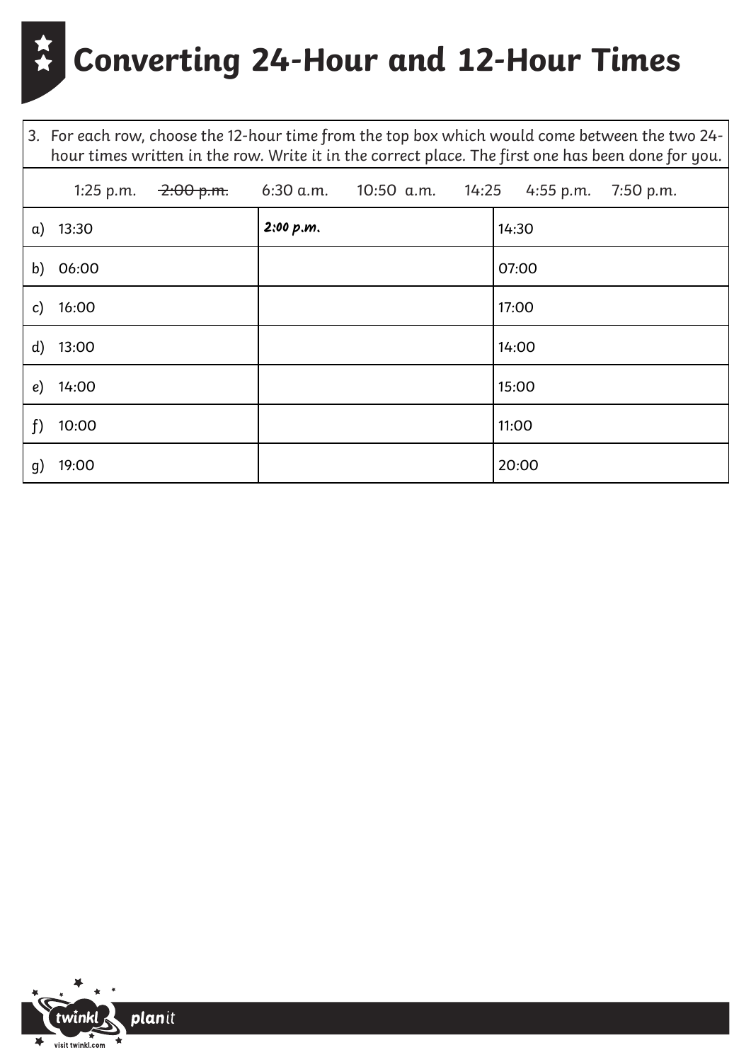# Converting 24-Hour and 12-Hour Times

3. For each row, choose the 12-hour time from the top box which would come between the two 24-hour times written in the row. Write it in the correct place. The first one has been done for you.

1:25 p.m. ~~2:00 p.m.~~ 6:30 a.m. 10:50 a.m. 14:25 4:55 p.m. 7:50 p.m.

| | | |
|---|---|---|
| a) 13:30 | 2:00 p.m. | 14:30 |
| b) 06:00 | | 07:00 |
| c) 16:00 | | 17:00 |
| d) 13:00 | | 14:00 |
| e) 14:00 | | 15:00 |
| f) 10:00 | | 11:00 |
| g) 19:00 | | 20:00 |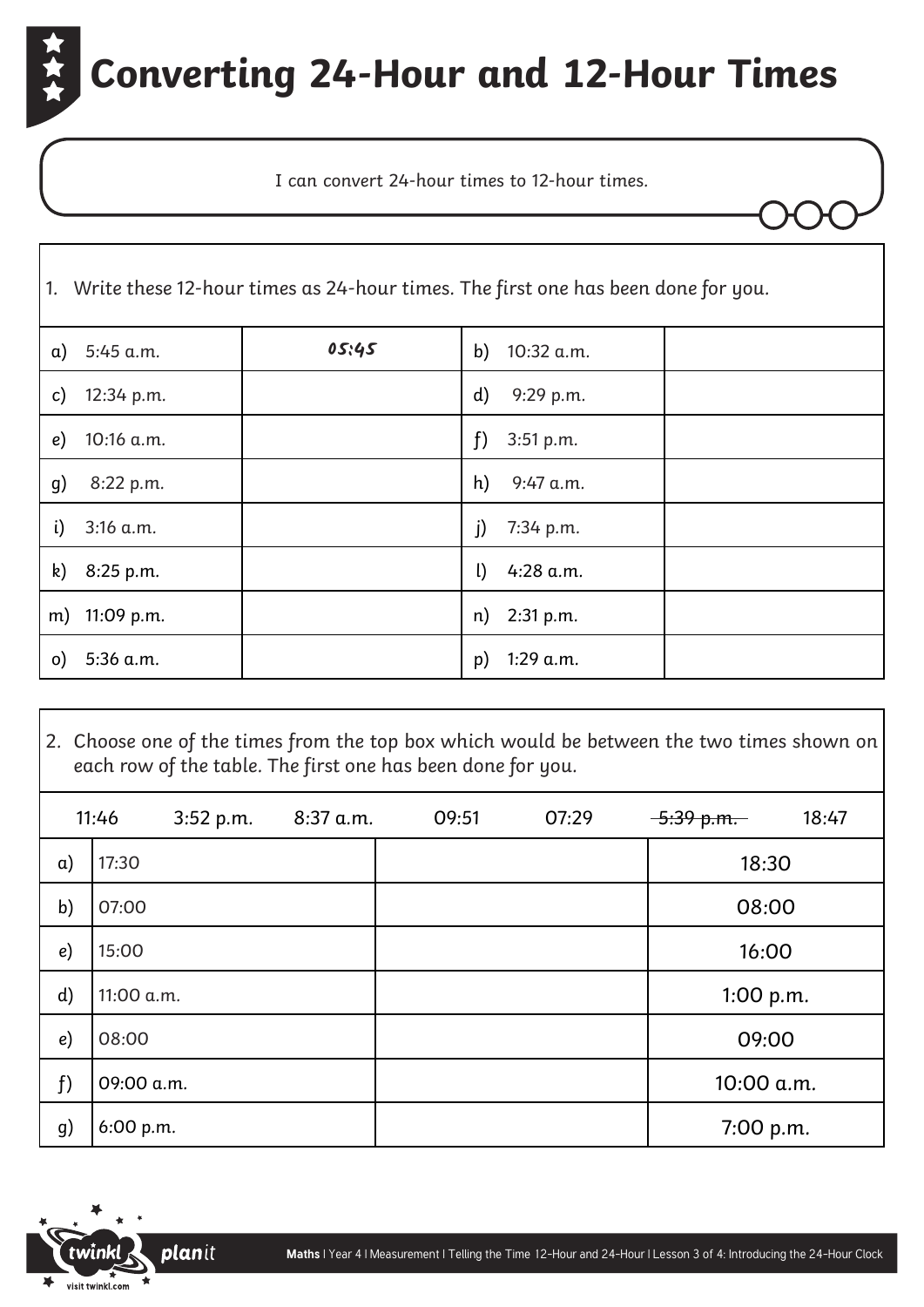# Converting 24-Hour and 12-Hour Times

I can convert 24-hour times to 12-hour times.

1. Write these 12-hour times as 24-hour times. The first one has been done for you.

| | | | |
|---|---|---|---|
| a) 5:45 a.m. | 05:45 | b) 10:32 a.m. | |
| c) 12:34 p.m. | | d) 9:29 p.m. | |
| e) 10:16 a.m. | | f) 3:51 p.m. | |
| g) 8:22 p.m. | | h) 9:47 a.m. | |
| i) 3:16 a.m. | | j) 7:34 p.m. | |
| k) 8:25 p.m. | | l) 4:28 a.m. | |
| m) 11:09 p.m. | | n) 2:31 p.m. | |
| o) 5:36 a.m. | | p) 1:29 a.m. | |

2. Choose one of the times from the top box which would be between the two times shown on each row of the table. The first one has been done for you.

11:46 | 3:52 p.m. | 8:37 a.m. | 09:51 | 07:29 | ~~5:39 p.m.~~ | 18:47

| | | | |
|---|---|---|---|
| a) | 17:30 | | 18:30 |
| b) | 07:00 | | 08:00 |
| e) | 15:00 | | 16:00 |
| d) | 11:00 a.m. | | 1:00 p.m. |
| e) | 08:00 | | 09:00 |
| f) | 09:00 a.m. | | 10:00 a.m. |
| g) | 6:00 p.m. | | 7:00 p.m. |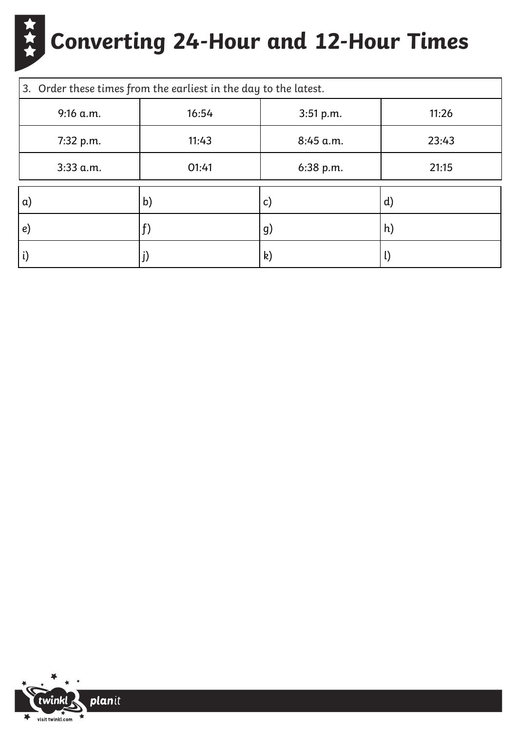# Converting 24-Hour and 12-Hour Times

| 3. Order these times from the earliest in the day to the latest. | | | |
|---|---|---|---|
| 9:16 a.m. | 16:54 | 3:51 p.m. | 11:26 |
| 7:32 p.m. | 11:43 | 8:45 a.m. | 23:43 |
| 3:33 a.m. | 01:41 | 6:38 p.m. | 21:15 |

| | | | |
|---|---|---|---|
| a) | b) | c) | d) |
| e) | f) | g) | h) |
| i) | j) | k) | l) |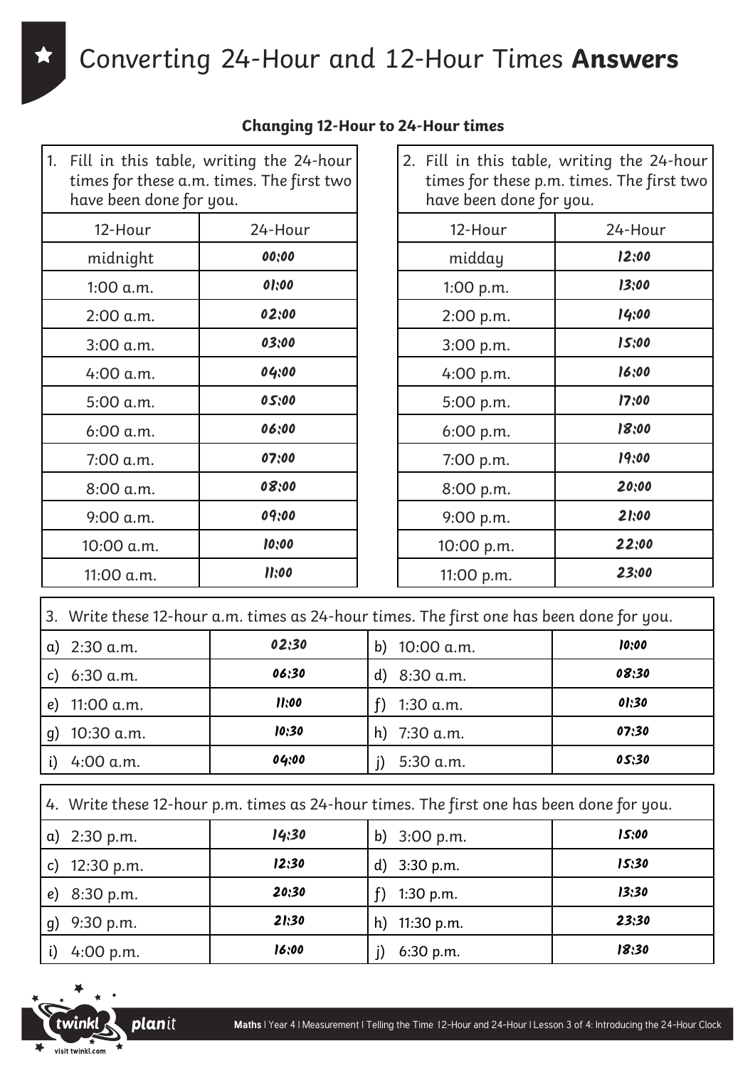# Converting 24-Hour and 12-Hour Times **Answers**

### Changing 12-Hour to 24-Hour times

1. Fill in this table, writing the 24-hour times for these a.m. times. The first two have been done for you.

| 12-Hour | 24-Hour |
| --- | --- |
| midnight | 00:00 |
| 1:00 a.m. | 01:00 |
| 2:00 a.m. | 02:00 |
| 3:00 a.m. | 03:00 |
| 4:00 a.m. | 04:00 |
| 5:00 a.m. | 05:00 |
| 6:00 a.m. | 06:00 |
| 7:00 a.m. | 07:00 |
| 8:00 a.m. | 08:00 |
| 9:00 a.m. | 09:00 |
| 10:00 a.m. | 10:00 |
| 11:00 a.m. | 11:00 |

2. Fill in this table, writing the 24-hour times for these p.m. times. The first two have been done for you.

| 12-Hour | 24-Hour |
| --- | --- |
| midday | 12:00 |
| 1:00 p.m. | 13:00 |
| 2:00 p.m. | 14:00 |
| 3:00 p.m. | 15:00 |
| 4:00 p.m. | 16:00 |
| 5:00 p.m. | 17:00 |
| 6:00 p.m. | 18:00 |
| 7:00 p.m. | 19:00 |
| 8:00 p.m. | 20:00 |
| 9:00 p.m. | 21:00 |
| 10:00 p.m. | 22:00 |
| 11:00 p.m. | 23:00 |

3. Write these 12-hour a.m. times as 24-hour times. The first one has been done for you.

| | | | |
| --- | --- | --- | --- |
| a) 2:30 a.m. | 02:30 | b) 10:00 a.m. | 10:00 |
| c) 6:30 a.m. | 06:30 | d) 8:30 a.m. | 08:30 |
| e) 11:00 a.m. | 11:00 | f) 1:30 a.m. | 01:30 |
| g) 10:30 a.m. | 10:30 | h) 7:30 a.m. | 07:30 |
| i) 4:00 a.m. | 04:00 | j) 5:30 a.m. | 05:30 |

4. Write these 12-hour p.m. times as 24-hour times. The first one has been done for you.

| | | | |
| --- | --- | --- | --- |
| a) 2:30 p.m. | 14:30 | b) 3:00 p.m. | 15:00 |
| c) 12:30 p.m. | 12:30 | d) 3:30 p.m. | 15:30 |
| e) 8:30 p.m. | 20:30 | f) 1:30 p.m. | 13:30 |
| g) 9:30 p.m. | 21:30 | h) 11:30 p.m. | 23:30 |
| i) 4:00 p.m. | 16:00 | j) 6:30 p.m. | 18:30 |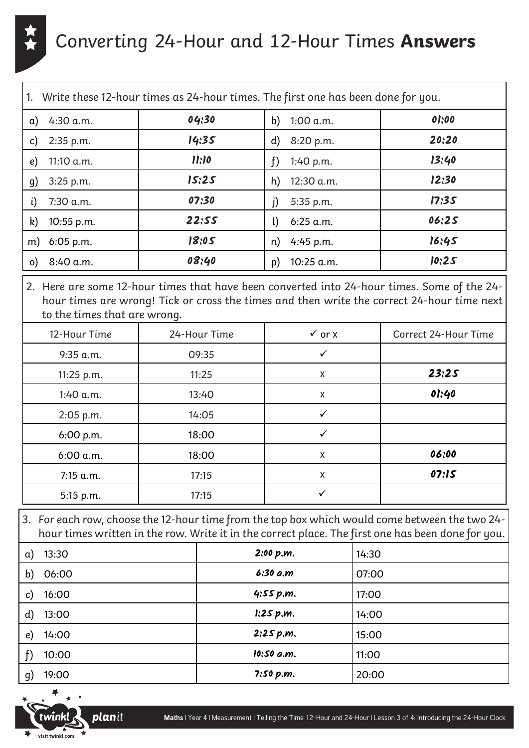# Converting 24-Hour and 12-Hour Times **Answers**

1. Write these 12-hour times as 24-hour times. The first one has been done for you.

| | | | |
|---|---|---|---|
| a) 4:30 a.m. | 04:30 | b) 1:00 a.m. | 01:00 |
| c) 2:35 p.m. | 14:35 | d) 8:20 p.m. | 20:20 |
| e) 11:10 a.m. | 11:10 | f) 1:40 p.m. | 13:40 |
| g) 3:25 p.m. | 15:25 | h) 12:30 a.m. | 12:30 |
| i) 7:30 a.m. | 07:30 | j) 5:35 p.m. | 17:35 |
| k) 10:55 p.m. | 22:55 | l) 6:25 a.m. | 06:25 |
| m) 6:05 p.m. | 18:05 | n) 4:45 p.m. | 16:45 |
| o) 8:40 a.m. | 08:40 | p) 10:25 a.m. | 10:25 |

2. Here are some 12-hour times that have been converted into 24-hour times. Some of the 24-hour times are wrong! Tick or cross the times and then write the correct 24-hour time next to the times that are wrong.

| 12-Hour Time | 24-Hour Time | ✓ or x | Correct 24-Hour Time |
|---|---|---|---|
| 9:35 a.m. | 09:35 | ✓ | |
| 11:25 p.m. | 11:25 | x | 23:25 |
| 1:40 a.m. | 13:40 | x | 01:40 |
| 2:05 p.m. | 14:05 | ✓ | |
| 6:00 p.m. | 18:00 | ✓ | |
| 6:00 a.m. | 18:00 | x | 06:00 |
| 7:15 a.m. | 17:15 | x | 07:15 |
| 5:15 p.m. | 17:15 | ✓ | |

3. For each row, choose the 12-hour time from the top box which would come between the two 24-hour times written in the row. Write it in the correct place. The first one has been done for you.

| | | |
|---|---|---|
| a) 13:30 | 2:00 p.m. | 14:30 |
| b) 06:00 | 6:30 a.m | 07:00 |
| c) 16:00 | 4:55 p.m. | 17:00 |
| d) 13:00 | 1:25 p.m. | 14:00 |
| e) 14:00 | 2:25 p.m. | 15:00 |
| f) 10:00 | 10:50 a.m. | 11:00 |
| g) 19:00 | 7:50 p.m. | 20:00 |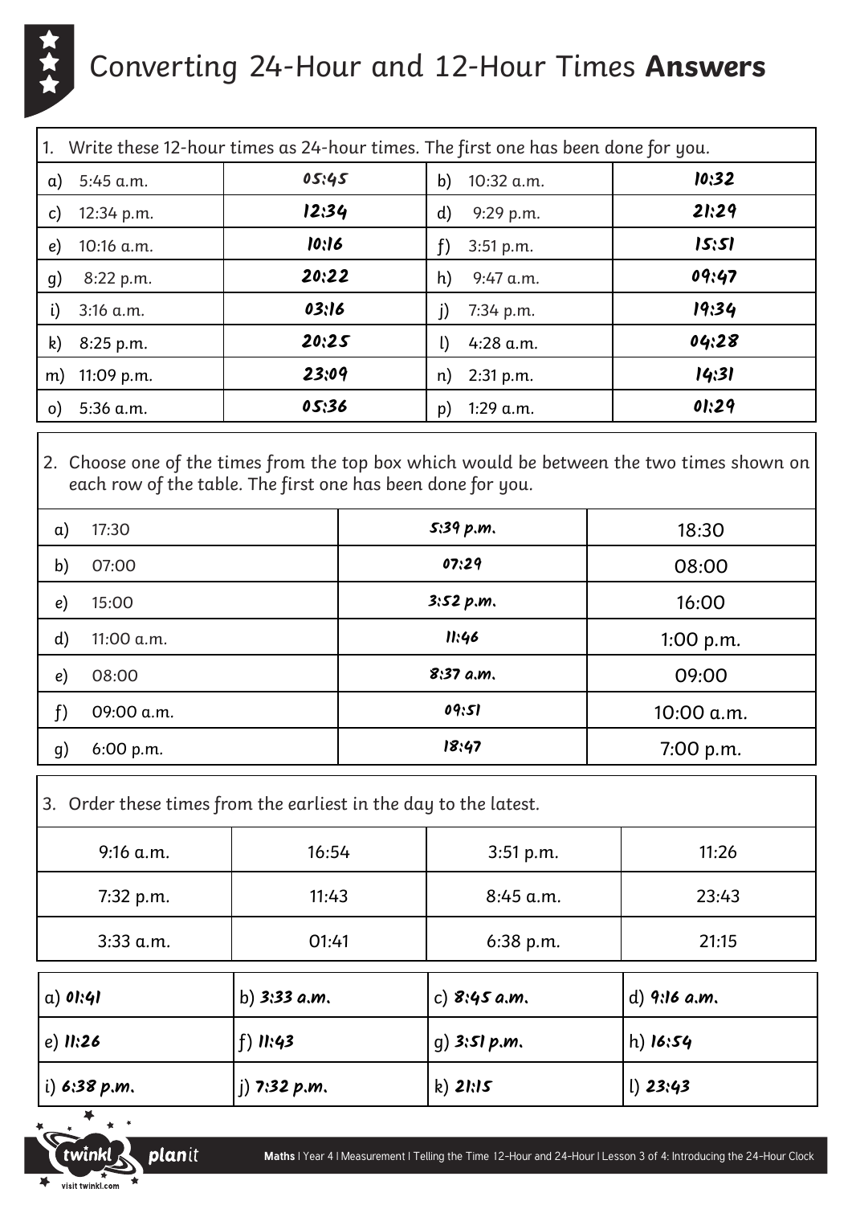# Converting 24-Hour and 12-Hour Times **Answers**

| 1. Write these 12-hour times as 24-hour times. The first one has been done for you. | | | |
|---|---|---|---|
| a) 5:45 a.m. | 05:45 | b) 10:32 a.m. | 10:32 |
| c) 12:34 p.m. | 12:34 | d) 9:29 p.m. | 21:29 |
| e) 10:16 a.m. | 10:16 | f) 3:51 p.m. | 15:51 |
| g) 8:22 p.m. | 20:22 | h) 9:47 a.m. | 09:47 |
| i) 3:16 a.m. | 03:16 | j) 7:34 p.m. | 19:34 |
| k) 8:25 p.m. | 20:25 | l) 4:28 a.m. | 04:28 |
| m) 11:09 p.m. | 23:09 | n) 2:31 p.m. | 14:31 |
| o) 5:36 a.m. | 05:36 | p) 1:29 a.m. | 01:29 |

2. Choose one of the times from the top box which would be between the two times shown on each row of the table. The first one has been done for you.

| | | |
|---|---|---|
| a) 17:30 | 5:39 p.m. | 18:30 |
| b) 07:00 | 07:29 | 08:00 |
| e) 15:00 | 3:52 p.m. | 16:00 |
| d) 11:00 a.m. | 11:46 | 1:00 p.m. |
| e) 08:00 | 8:37 a.m. | 09:00 |
| f) 09:00 a.m. | 09:51 | 10:00 a.m. |
| g) 6:00 p.m. | 18:47 | 7:00 p.m. |

3. Order these times from the earliest in the day to the latest.

| | | | |
|---|---|---|---|
| 9:16 a.m. | 16:54 | 3:51 p.m. | 11:26 |
| 7:32 p.m. | 11:43 | 8:45 a.m. | 23:43 |
| 3:33 a.m. | 01:41 | 6:38 p.m. | 21:15 |

| | | | |
|---|---|---|---|
| a) 01:41 | b) 3:33 a.m. | c) 8:45 a.m. | d) 9:16 a.m. |
| e) 11:26 | f) 11:43 | g) 3:51 p.m. | h) 16:54 |
| i) 6:38 p.m. | j) 7:32 p.m. | k) 21:15 | l) 23:43 |